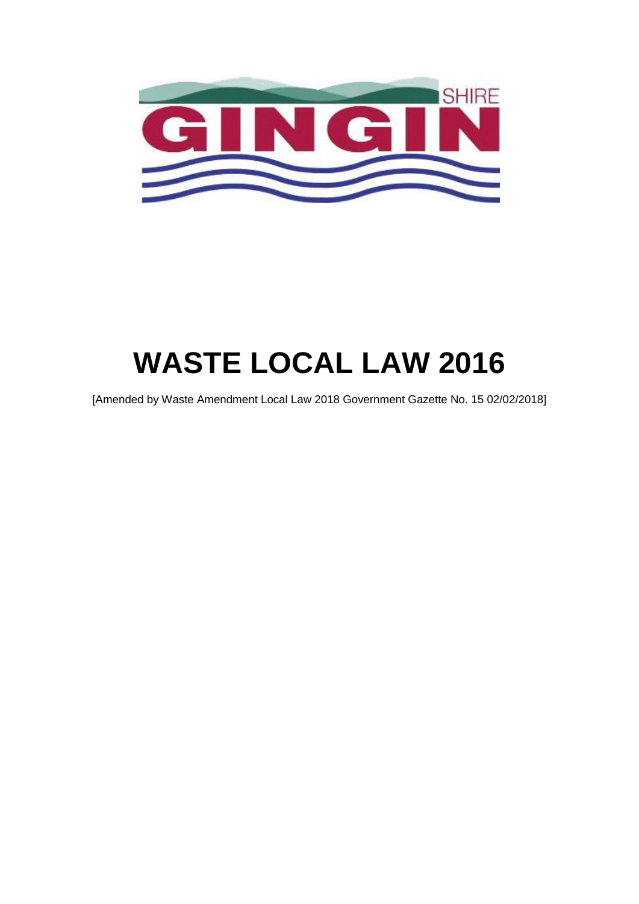SHIRE

GINGIN

# WASTE LOCAL LAW 2016

[Amended by Waste Amendment Local Law 2018 Government Gazette No. 15 02/02/2018]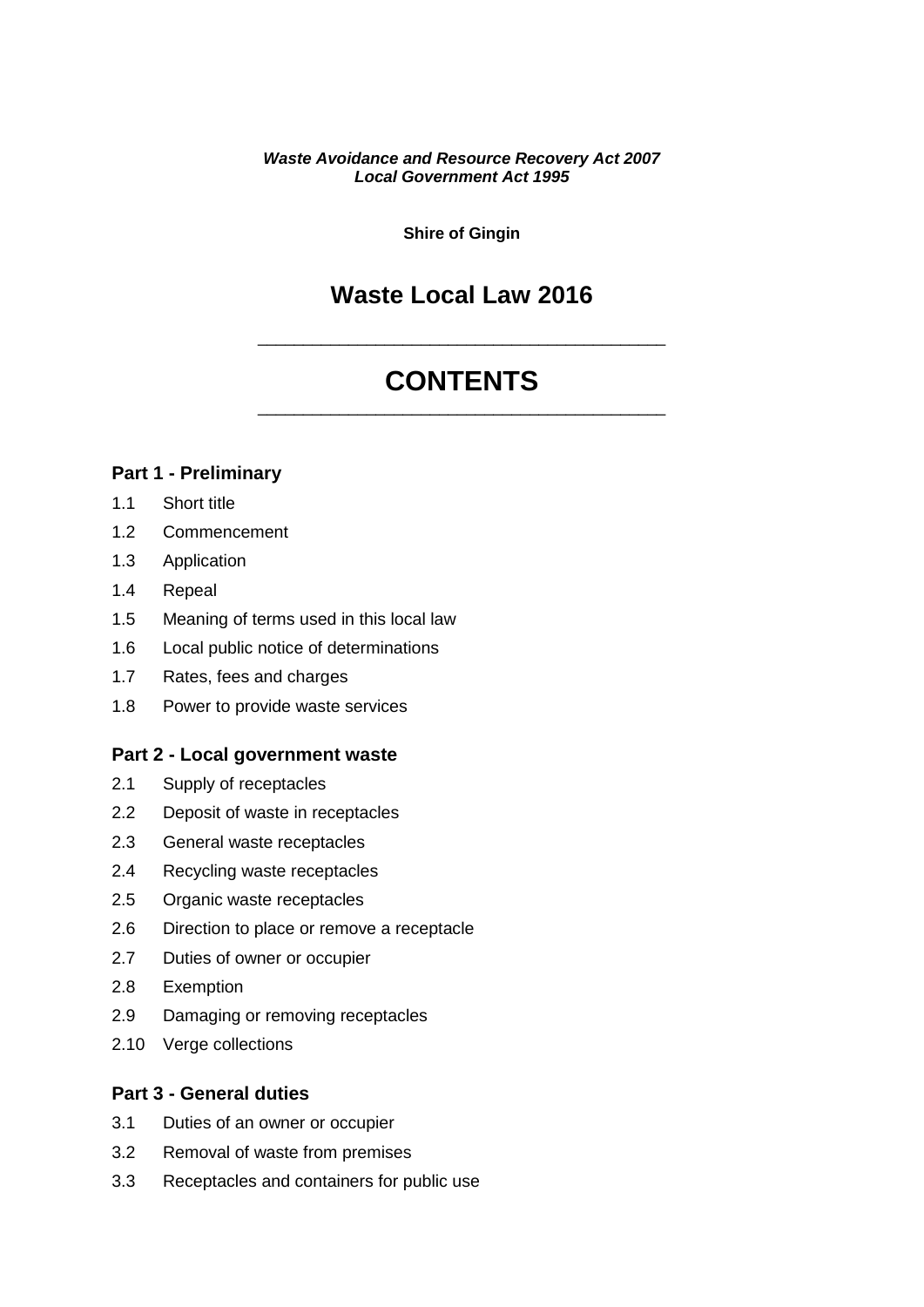***Waste Avoidance and Resource Recovery Act 2007***
***Local Government Act 1995***

**Shire of Gingin**

# Waste Local Law 2016

# CONTENTS

### Part 1 - Preliminary

1.1 Short title
1.2 Commencement
1.3 Application
1.4 Repeal
1.5 Meaning of terms used in this local law
1.6 Local public notice of determinations
1.7 Rates, fees and charges
1.8 Power to provide waste services

### Part 2 - Local government waste

2.1 Supply of receptacles
2.2 Deposit of waste in receptacles
2.3 General waste receptacles
2.4 Recycling waste receptacles
2.5 Organic waste receptacles
2.6 Direction to place or remove a receptacle
2.7 Duties of owner or occupier
2.8 Exemption
2.9 Damaging or removing receptacles
2.10 Verge collections

### Part 3 - General duties

3.1 Duties of an owner or occupier
3.2 Removal of waste from premises
3.3 Receptacles and containers for public use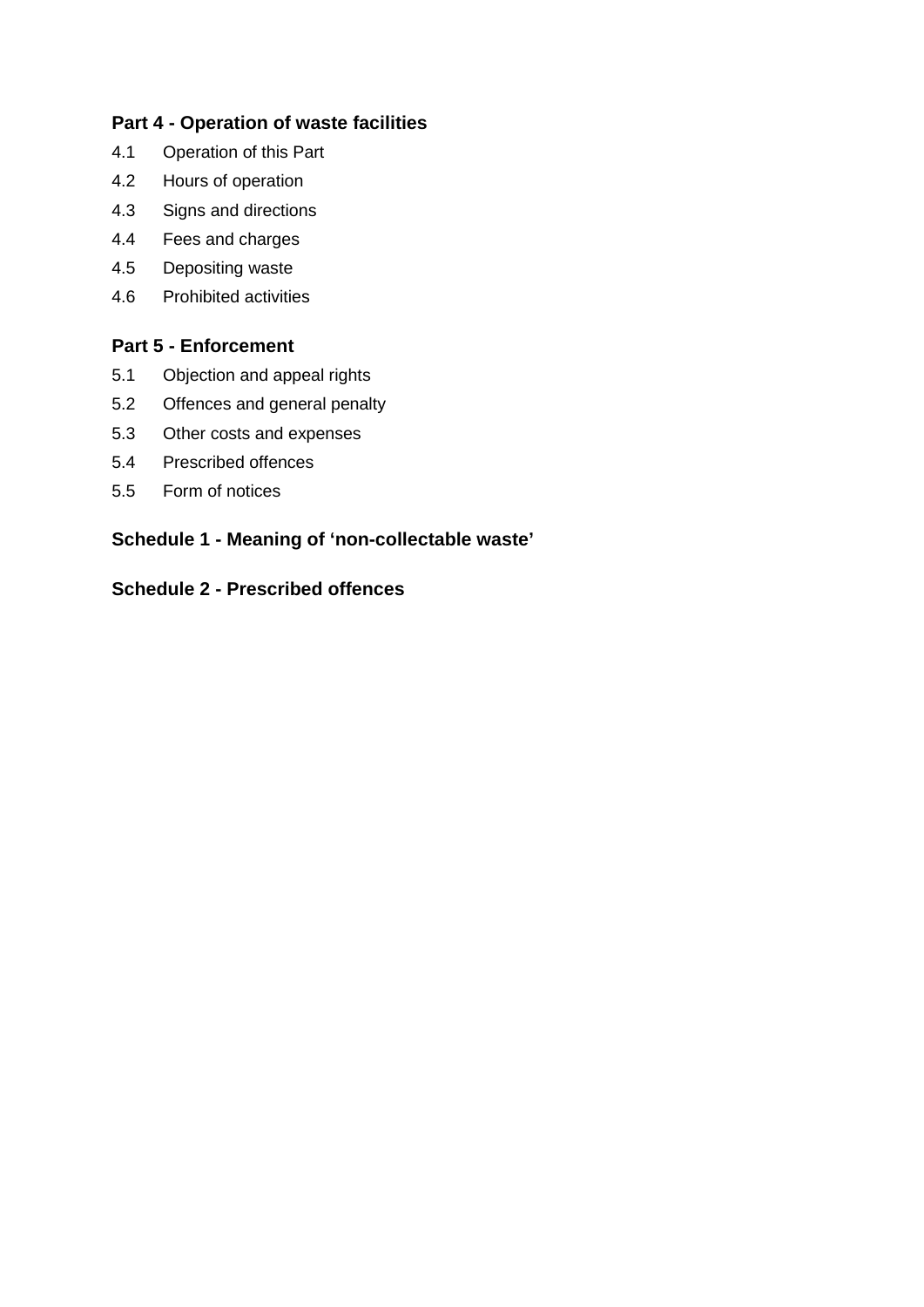**Part 4 - Operation of waste facilities**

4.1 Operation of this Part

4.2 Hours of operation

4.3 Signs and directions

4.4 Fees and charges

4.5 Depositing waste

4.6 Prohibited activities

**Part 5 - Enforcement**

5.1 Objection and appeal rights

5.2 Offences and general penalty

5.3 Other costs and expenses

5.4 Prescribed offences

5.5 Form of notices

**Schedule 1 - Meaning of 'non-collectable waste'**

**Schedule 2 - Prescribed offences**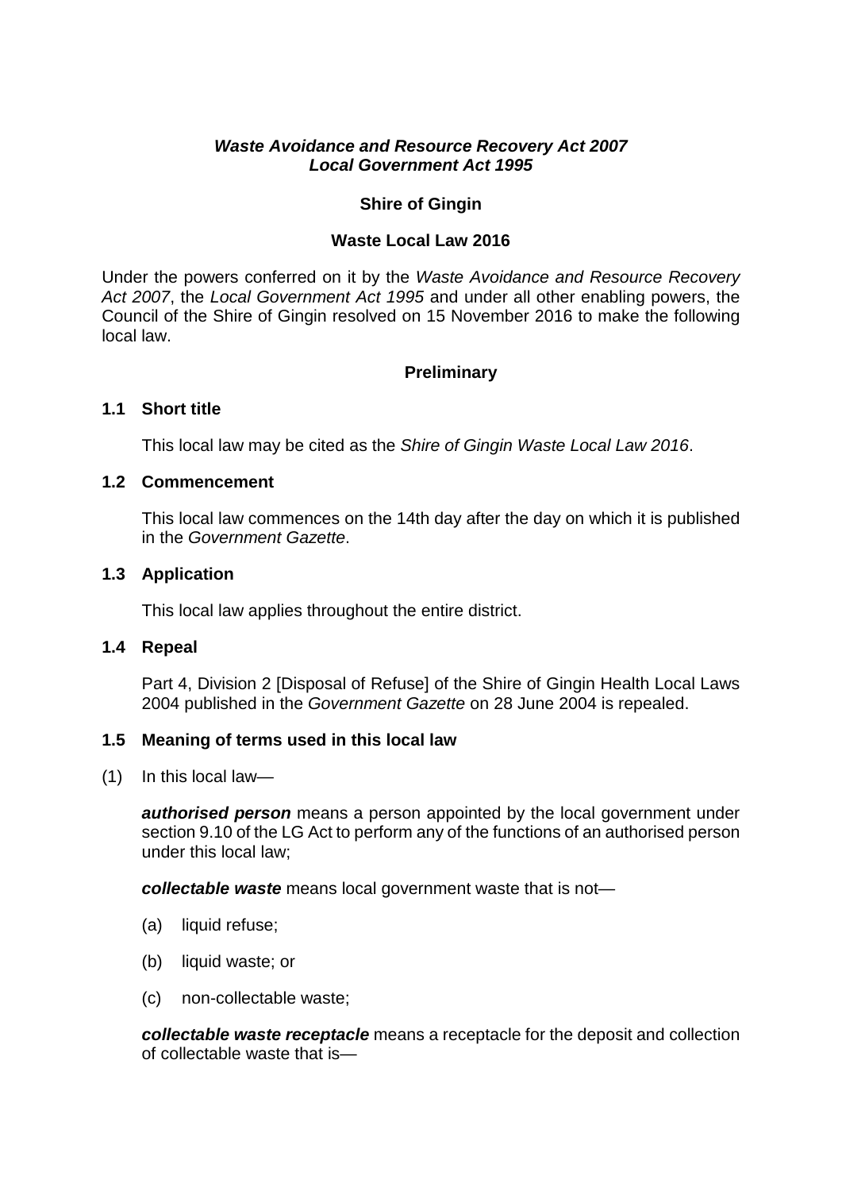***Waste Avoidance and Resource Recovery Act 2007***
***Local Government Act 1995***

**Shire of Gingin**

**Waste Local Law 2016**

Under the powers conferred on it by the *Waste Avoidance and Resource Recovery Act 2007*, the *Local Government Act 1995* and under all other enabling powers, the Council of the Shire of Gingin resolved on 15 November 2016 to make the following local law.

## Preliminary

### 1.1 Short title

This local law may be cited as the *Shire of Gingin Waste Local Law 2016*.

### 1.2 Commencement

This local law commences on the 14th day after the day on which it is published in the *Government Gazette*.

### 1.3 Application

This local law applies throughout the entire district.

### 1.4 Repeal

Part 4, Division 2 [Disposal of Refuse] of the Shire of Gingin Health Local Laws 2004 published in the *Government Gazette* on 28 June 2004 is repealed.

### 1.5 Meaning of terms used in this local law

(1) In this local law—

***authorised person*** means a person appointed by the local government under section 9.10 of the LG Act to perform any of the functions of an authorised person under this local law;

***collectable waste*** means local government waste that is not—

(a) liquid refuse;

(b) liquid waste; or

(c) non-collectable waste;

***collectable waste receptacle*** means a receptacle for the deposit and collection of collectable waste that is—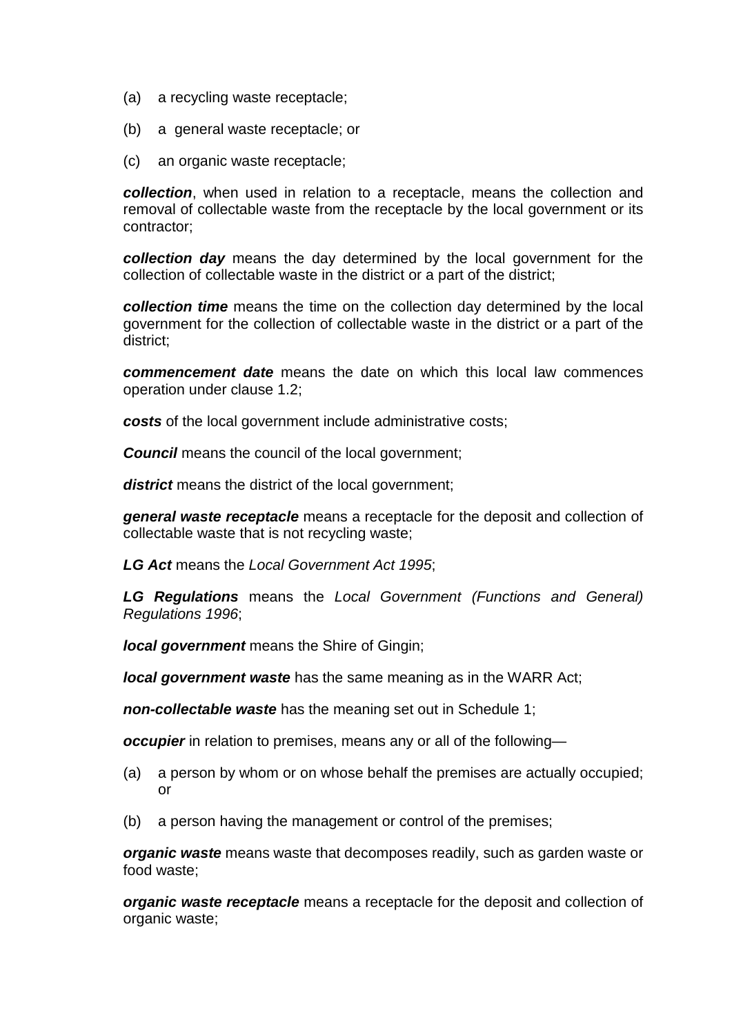(a) a recycling waste receptacle;

(b) a general waste receptacle; or

(c) an organic waste receptacle;

***collection***, when used in relation to a receptacle, means the collection and removal of collectable waste from the receptacle by the local government or its contractor;

***collection day*** means the day determined by the local government for the collection of collectable waste in the district or a part of the district;

***collection time*** means the time on the collection day determined by the local government for the collection of collectable waste in the district or a part of the district;

***commencement date*** means the date on which this local law commences operation under clause 1.2;

***costs*** of the local government include administrative costs;

***Council*** means the council of the local government;

***district*** means the district of the local government;

***general waste receptacle*** means a receptacle for the deposit and collection of collectable waste that is not recycling waste;

***LG Act*** means the *Local Government Act 1995*;

***LG Regulations*** means the *Local Government (Functions and General) Regulations 1996*;

***local government*** means the Shire of Gingin;

***local government waste*** has the same meaning as in the WARR Act;

***non-collectable waste*** has the meaning set out in Schedule 1;

***occupier*** in relation to premises, means any or all of the following—

(a) a person by whom or on whose behalf the premises are actually occupied; or

(b) a person having the management or control of the premises;

***organic waste*** means waste that decomposes readily, such as garden waste or food waste;

***organic waste receptacle*** means a receptacle for the deposit and collection of organic waste;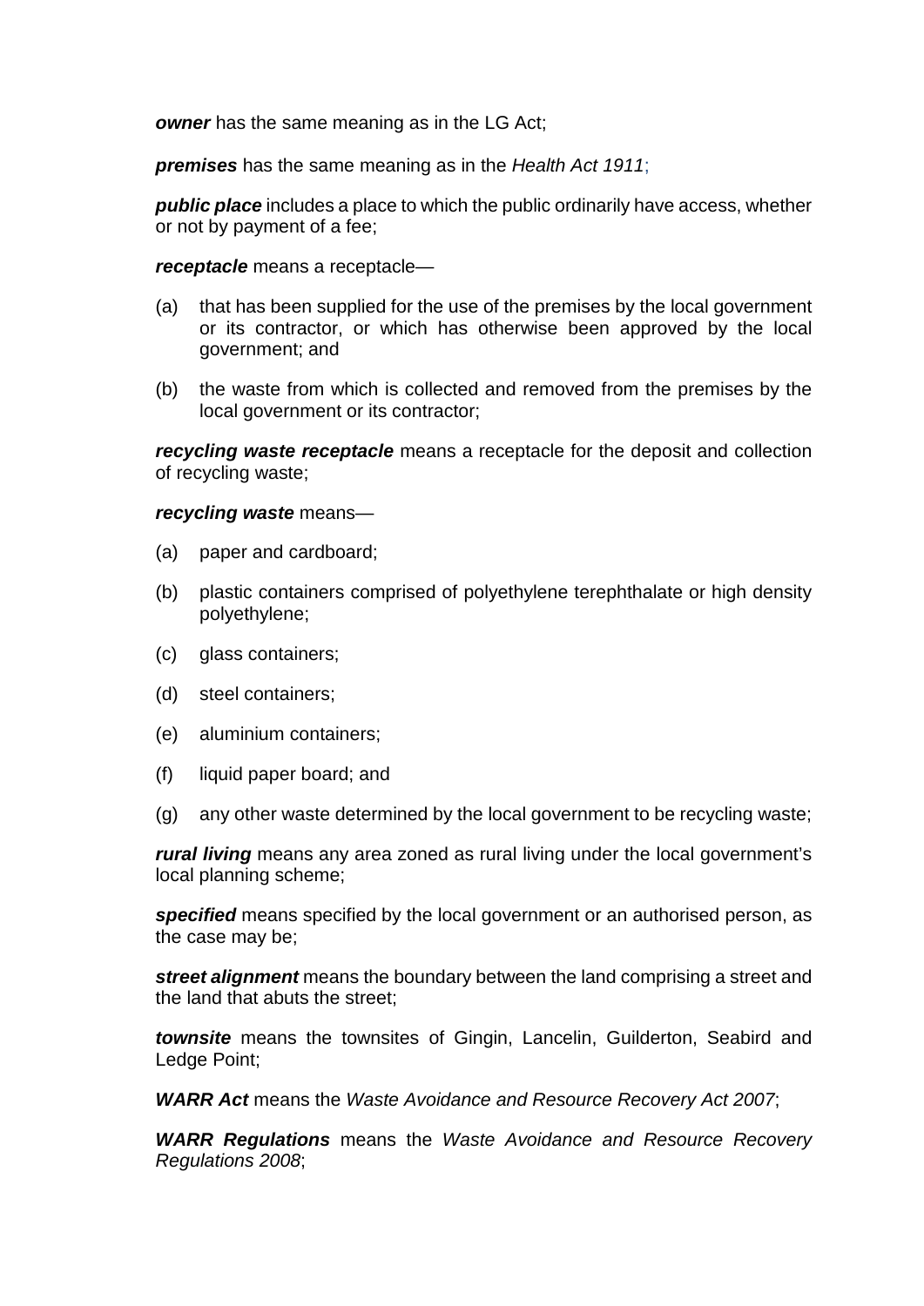***owner*** has the same meaning as in the LG Act;

***premises*** has the same meaning as in the *Health Act 1911*;

***public place*** includes a place to which the public ordinarily have access, whether or not by payment of a fee;

***receptacle*** means a receptacle—

(a) that has been supplied for the use of the premises by the local government or its contractor, or which has otherwise been approved by the local government; and

(b) the waste from which is collected and removed from the premises by the local government or its contractor;

***recycling waste receptacle*** means a receptacle for the deposit and collection of recycling waste;

***recycling waste*** means—

(a) paper and cardboard;

(b) plastic containers comprised of polyethylene terephthalate or high density polyethylene;

(c) glass containers;

(d) steel containers;

(e) aluminium containers;

(f) liquid paper board; and

(g) any other waste determined by the local government to be recycling waste;

***rural living*** means any area zoned as rural living under the local government's local planning scheme;

***specified*** means specified by the local government or an authorised person, as the case may be;

***street alignment*** means the boundary between the land comprising a street and the land that abuts the street;

***townsite*** means the townsites of Gingin, Lancelin, Guilderton, Seabird and Ledge Point;

***WARR Act*** means the *Waste Avoidance and Resource Recovery Act 2007*;

***WARR Regulations*** means the *Waste Avoidance and Resource Recovery Regulations 2008*;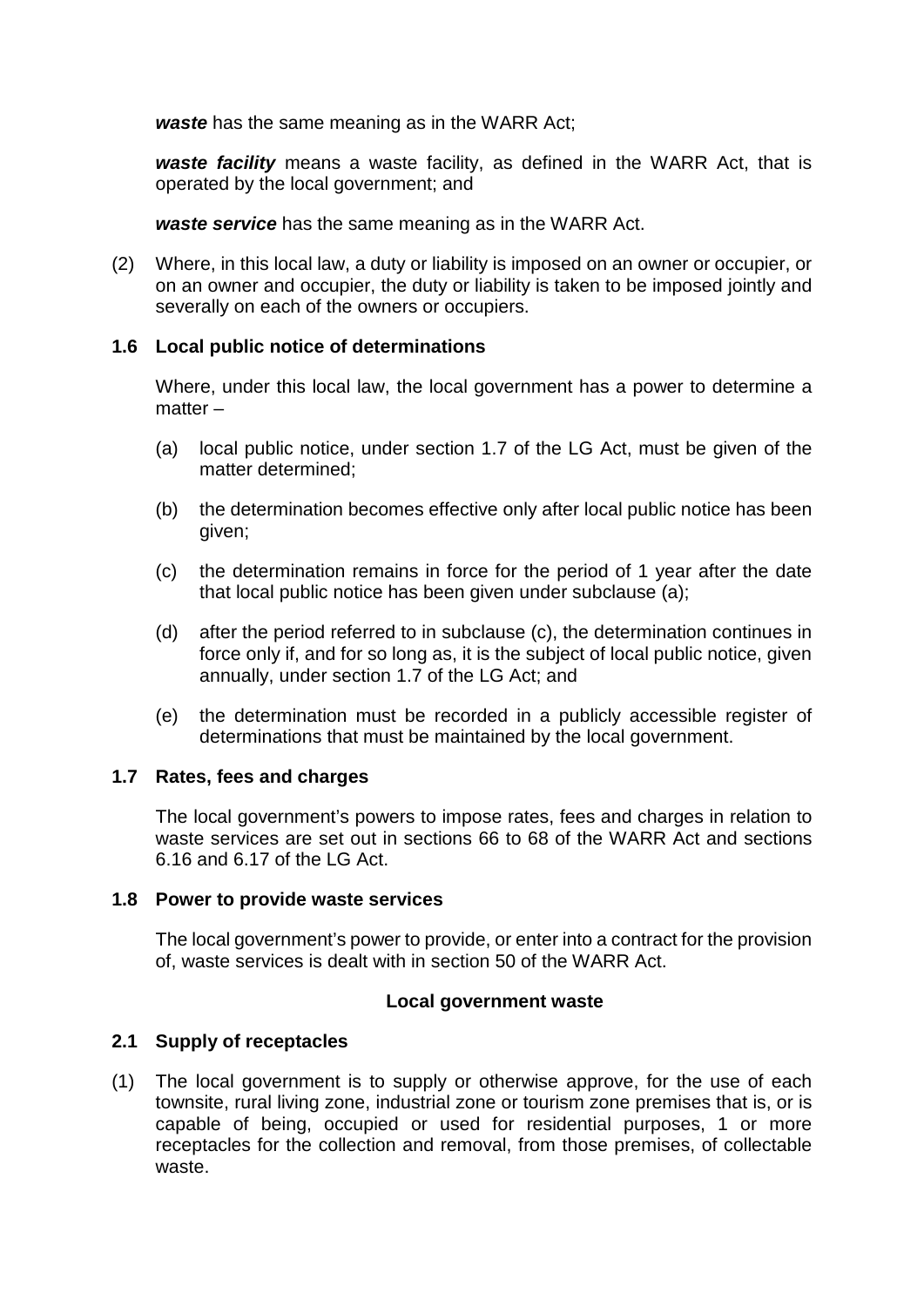***waste*** has the same meaning as in the WARR Act;

***waste facility*** means a waste facility, as defined in the WARR Act, that is operated by the local government; and

***waste service*** has the same meaning as in the WARR Act.

(2) Where, in this local law, a duty or liability is imposed on an owner or occupier, or on an owner and occupier, the duty or liability is taken to be imposed jointly and severally on each of the owners or occupiers.

### 1.6 Local public notice of determinations

Where, under this local law, the local government has a power to determine a matter –

(a) local public notice, under section 1.7 of the LG Act, must be given of the matter determined;

(b) the determination becomes effective only after local public notice has been given;

(c) the determination remains in force for the period of 1 year after the date that local public notice has been given under subclause (a);

(d) after the period referred to in subclause (c), the determination continues in force only if, and for so long as, it is the subject of local public notice, given annually, under section 1.7 of the LG Act; and

(e) the determination must be recorded in a publicly accessible register of determinations that must be maintained by the local government.

### 1.7 Rates, fees and charges

The local government's powers to impose rates, fees and charges in relation to waste services are set out in sections 66 to 68 of the WARR Act and sections 6.16 and 6.17 of the LG Act.

### 1.8 Power to provide waste services

The local government's power to provide, or enter into a contract for the provision of, waste services is dealt with in section 50 of the WARR Act.

## Local government waste

### 2.1 Supply of receptacles

(1) The local government is to supply or otherwise approve, for the use of each townsite, rural living zone, industrial zone or tourism zone premises that is, or is capable of being, occupied or used for residential purposes, 1 or more receptacles for the collection and removal, from those premises, of collectable waste.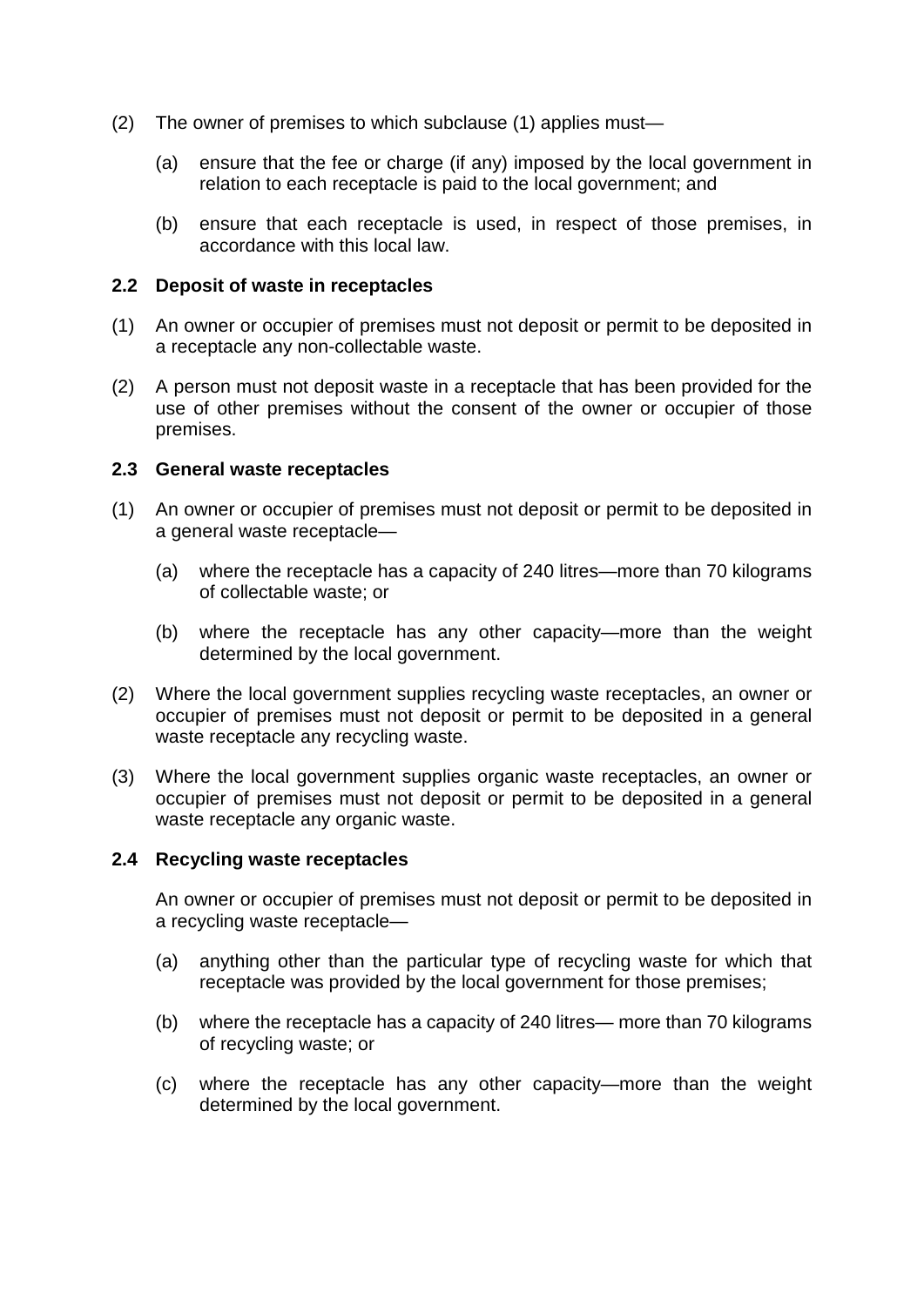(2) The owner of premises to which subclause (1) applies must—

   (a) ensure that the fee or charge (if any) imposed by the local government in relation to each receptacle is paid to the local government; and

   (b) ensure that each receptacle is used, in respect of those premises, in accordance with this local law.

### 2.2 Deposit of waste in receptacles

(1) An owner or occupier of premises must not deposit or permit to be deposited in a receptacle any non-collectable waste.

(2) A person must not deposit waste in a receptacle that has been provided for the use of other premises without the consent of the owner or occupier of those premises.

### 2.3 General waste receptacles

(1) An owner or occupier of premises must not deposit or permit to be deposited in a general waste receptacle—

   (a) where the receptacle has a capacity of 240 litres—more than 70 kilograms of collectable waste; or

   (b) where the receptacle has any other capacity—more than the weight determined by the local government.

(2) Where the local government supplies recycling waste receptacles, an owner or occupier of premises must not deposit or permit to be deposited in a general waste receptacle any recycling waste.

(3) Where the local government supplies organic waste receptacles, an owner or occupier of premises must not deposit or permit to be deposited in a general waste receptacle any organic waste.

### 2.4 Recycling waste receptacles

An owner or occupier of premises must not deposit or permit to be deposited in a recycling waste receptacle—

   (a) anything other than the particular type of recycling waste for which that receptacle was provided by the local government for those premises;

   (b) where the receptacle has a capacity of 240 litres— more than 70 kilograms of recycling waste; or

   (c) where the receptacle has any other capacity—more than the weight determined by the local government.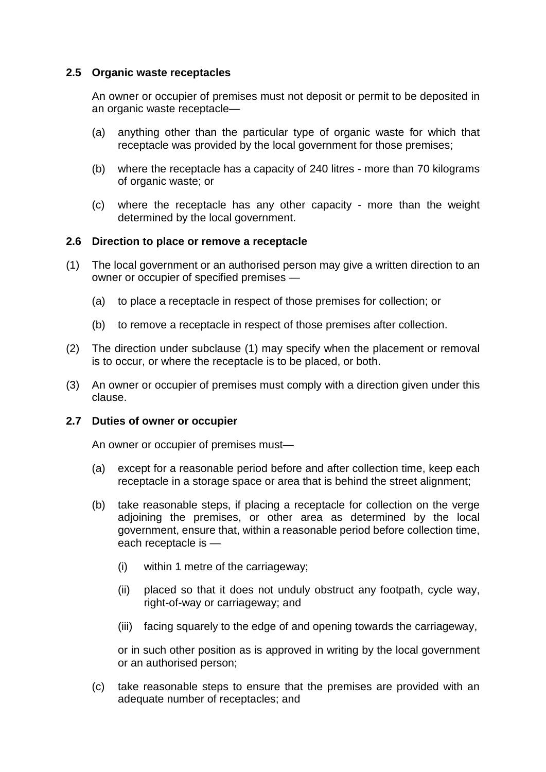### 2.5 Organic waste receptacles

An owner or occupier of premises must not deposit or permit to be deposited in an organic waste receptacle—

(a) anything other than the particular type of organic waste for which that receptacle was provided by the local government for those premises;

(b) where the receptacle has a capacity of 240 litres - more than 70 kilograms of organic waste; or

(c) where the receptacle has any other capacity - more than the weight determined by the local government.

### 2.6 Direction to place or remove a receptacle

(1) The local government or an authorised person may give a written direction to an owner or occupier of specified premises —

  (a) to place a receptacle in respect of those premises for collection; or

  (b) to remove a receptacle in respect of those premises after collection.

(2) The direction under subclause (1) may specify when the placement or removal is to occur, or where the receptacle is to be placed, or both.

(3) An owner or occupier of premises must comply with a direction given under this clause.

### 2.7 Duties of owner or occupier

An owner or occupier of premises must—

(a) except for a reasonable period before and after collection time, keep each receptacle in a storage space or area that is behind the street alignment;

(b) take reasonable steps, if placing a receptacle for collection on the verge adjoining the premises, or other area as determined by the local government, ensure that, within a reasonable period before collection time, each receptacle is —

  (i) within 1 metre of the carriageway;

  (ii) placed so that it does not unduly obstruct any footpath, cycle way, right-of-way or carriageway; and

  (iii) facing squarely to the edge of and opening towards the carriageway,

  or in such other position as is approved in writing by the local government or an authorised person;

(c) take reasonable steps to ensure that the premises are provided with an adequate number of receptacles; and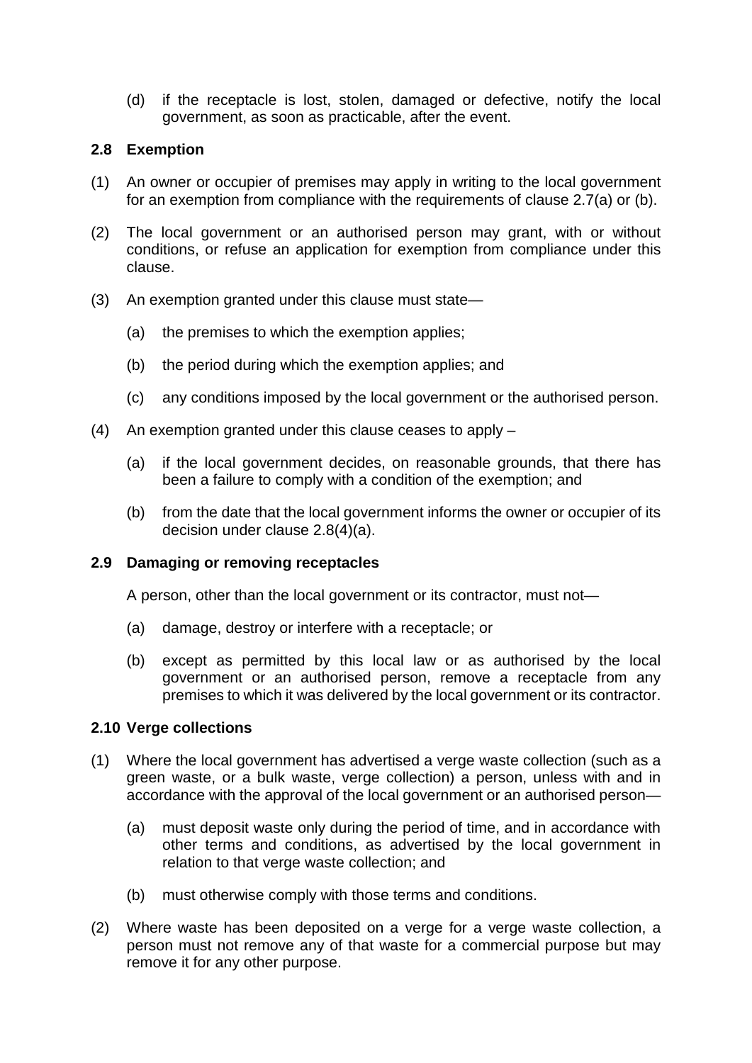(d) if the receptacle is lost, stolen, damaged or defective, notify the local government, as soon as practicable, after the event.

### 2.8 Exemption

(1) An owner or occupier of premises may apply in writing to the local government for an exemption from compliance with the requirements of clause 2.7(a) or (b).

(2) The local government or an authorised person may grant, with or without conditions, or refuse an application for exemption from compliance under this clause.

(3) An exemption granted under this clause must state—

(a) the premises to which the exemption applies;

(b) the period during which the exemption applies; and

(c) any conditions imposed by the local government or the authorised person.

(4) An exemption granted under this clause ceases to apply –

(a) if the local government decides, on reasonable grounds, that there has been a failure to comply with a condition of the exemption; and

(b) from the date that the local government informs the owner or occupier of its decision under clause 2.8(4)(a).

### 2.9 Damaging or removing receptacles

A person, other than the local government or its contractor, must not—

(a) damage, destroy or interfere with a receptacle; or

(b) except as permitted by this local law or as authorised by the local government or an authorised person, remove a receptacle from any premises to which it was delivered by the local government or its contractor.

### 2.10 Verge collections

(1) Where the local government has advertised a verge waste collection (such as a green waste, or a bulk waste, verge collection) a person, unless with and in accordance with the approval of the local government or an authorised person—

(a) must deposit waste only during the period of time, and in accordance with other terms and conditions, as advertised by the local government in relation to that verge waste collection; and

(b) must otherwise comply with those terms and conditions.

(2) Where waste has been deposited on a verge for a verge waste collection, a person must not remove any of that waste for a commercial purpose but may remove it for any other purpose.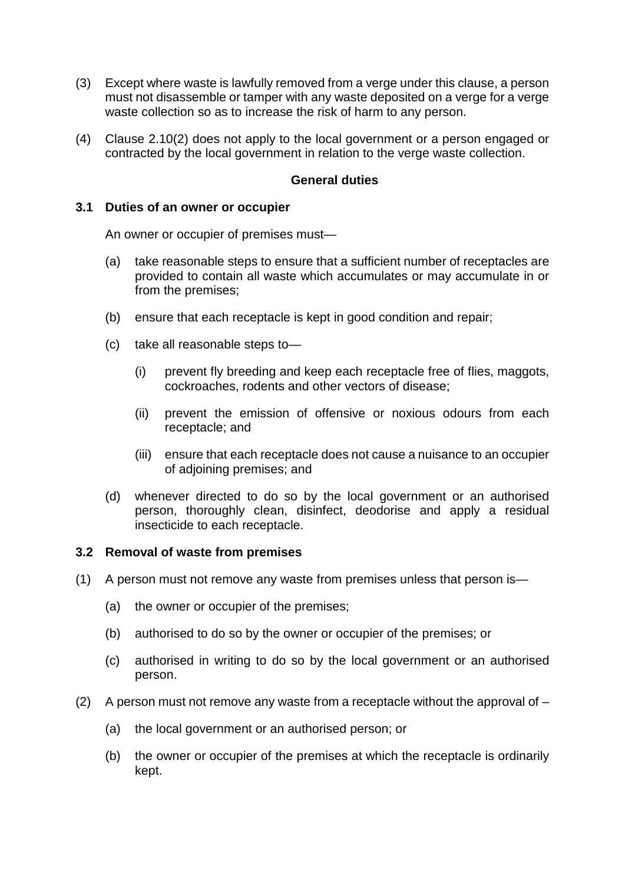(3) Except where waste is lawfully removed from a verge under this clause, a person must not disassemble or tamper with any waste deposited on a verge for a verge waste collection so as to increase the risk of harm to any person.

(4) Clause 2.10(2) does not apply to the local government or a person engaged or contracted by the local government in relation to the verge waste collection.

**General duties**

### 3.1 Duties of an owner or occupier

An owner or occupier of premises must—

(a) take reasonable steps to ensure that a sufficient number of receptacles are provided to contain all waste which accumulates or may accumulate in or from the premises;

(b) ensure that each receptacle is kept in good condition and repair;

(c) take all reasonable steps to—

 (i) prevent fly breeding and keep each receptacle free of flies, maggots, cockroaches, rodents and other vectors of disease;

 (ii) prevent the emission of offensive or noxious odours from each receptacle; and

 (iii) ensure that each receptacle does not cause a nuisance to an occupier of adjoining premises; and

(d) whenever directed to do so by the local government or an authorised person, thoroughly clean, disinfect, deodorise and apply a residual insecticide to each receptacle.

### 3.2 Removal of waste from premises

(1) A person must not remove any waste from premises unless that person is—

 (a) the owner or occupier of the premises;

 (b) authorised to do so by the owner or occupier of the premises; or

 (c) authorised in writing to do so by the local government or an authorised person.

(2) A person must not remove any waste from a receptacle without the approval of –

 (a) the local government or an authorised person; or

 (b) the owner or occupier of the premises at which the receptacle is ordinarily kept.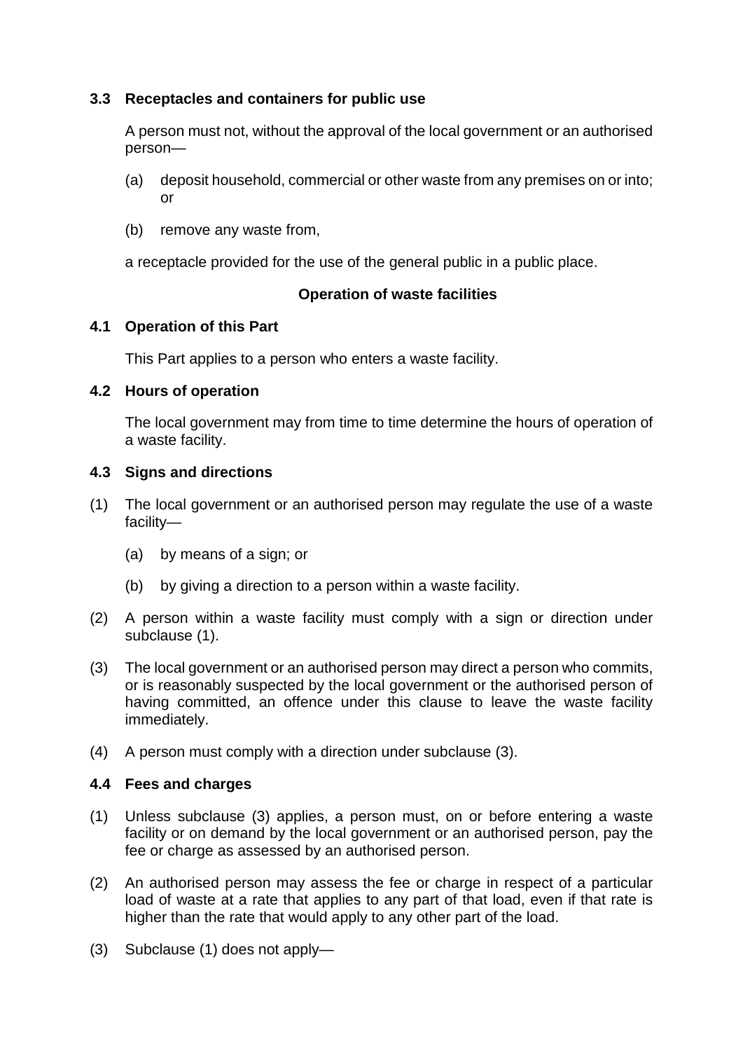### 3.3 Receptacles and containers for public use

A person must not, without the approval of the local government or an authorised person—

(a) deposit household, commercial or other waste from any premises on or into; or

(b) remove any waste from,

a receptacle provided for the use of the general public in a public place.

## Operation of waste facilities

### 4.1 Operation of this Part

This Part applies to a person who enters a waste facility.

### 4.2 Hours of operation

The local government may from time to time determine the hours of operation of a waste facility.

### 4.3 Signs and directions

(1) The local government or an authorised person may regulate the use of a waste facility—

(a) by means of a sign; or

(b) by giving a direction to a person within a waste facility.

(2) A person within a waste facility must comply with a sign or direction under subclause (1).

(3) The local government or an authorised person may direct a person who commits, or is reasonably suspected by the local government or the authorised person of having committed, an offence under this clause to leave the waste facility immediately.

(4) A person must comply with a direction under subclause (3).

### 4.4 Fees and charges

(1) Unless subclause (3) applies, a person must, on or before entering a waste facility or on demand by the local government or an authorised person, pay the fee or charge as assessed by an authorised person.

(2) An authorised person may assess the fee or charge in respect of a particular load of waste at a rate that applies to any part of that load, even if that rate is higher than the rate that would apply to any other part of the load.

(3) Subclause (1) does not apply—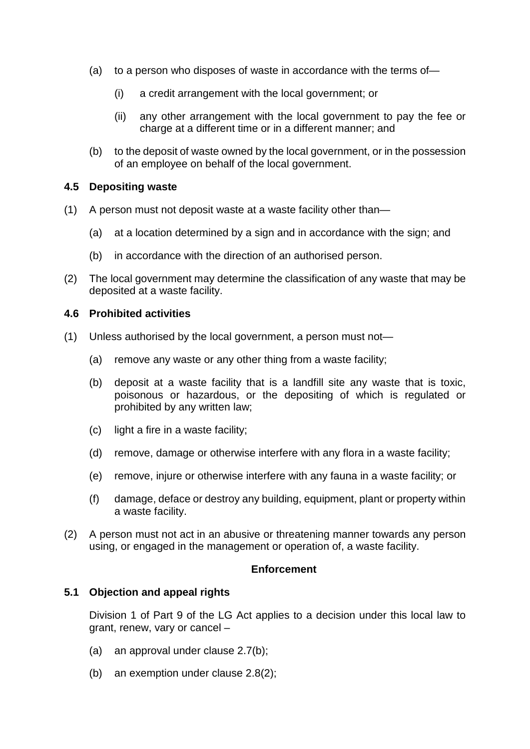(a) to a person who disposes of waste in accordance with the terms of—

   (i) a credit arrangement with the local government; or

   (ii) any other arrangement with the local government to pay the fee or charge at a different time or in a different manner; and

(b) to the deposit of waste owned by the local government, or in the possession of an employee on behalf of the local government.

### 4.5 Depositing waste

(1) A person must not deposit waste at a waste facility other than—

   (a) at a location determined by a sign and in accordance with the sign; and

   (b) in accordance with the direction of an authorised person.

(2) The local government may determine the classification of any waste that may be deposited at a waste facility.

### 4.6 Prohibited activities

(1) Unless authorised by the local government, a person must not—

   (a) remove any waste or any other thing from a waste facility;

   (b) deposit at a waste facility that is a landfill site any waste that is toxic, poisonous or hazardous, or the depositing of which is regulated or prohibited by any written law;

   (c) light a fire in a waste facility;

   (d) remove, damage or otherwise interfere with any flora in a waste facility;

   (e) remove, injure or otherwise interfere with any fauna in a waste facility; or

   (f) damage, deface or destroy any building, equipment, plant or property within a waste facility.

(2) A person must not act in an abusive or threatening manner towards any person using, or engaged in the management or operation of, a waste facility.

## Enforcement

### 5.1 Objection and appeal rights

Division 1 of Part 9 of the LG Act applies to a decision under this local law to grant, renew, vary or cancel –

(a) an approval under clause 2.7(b);

(b) an exemption under clause 2.8(2);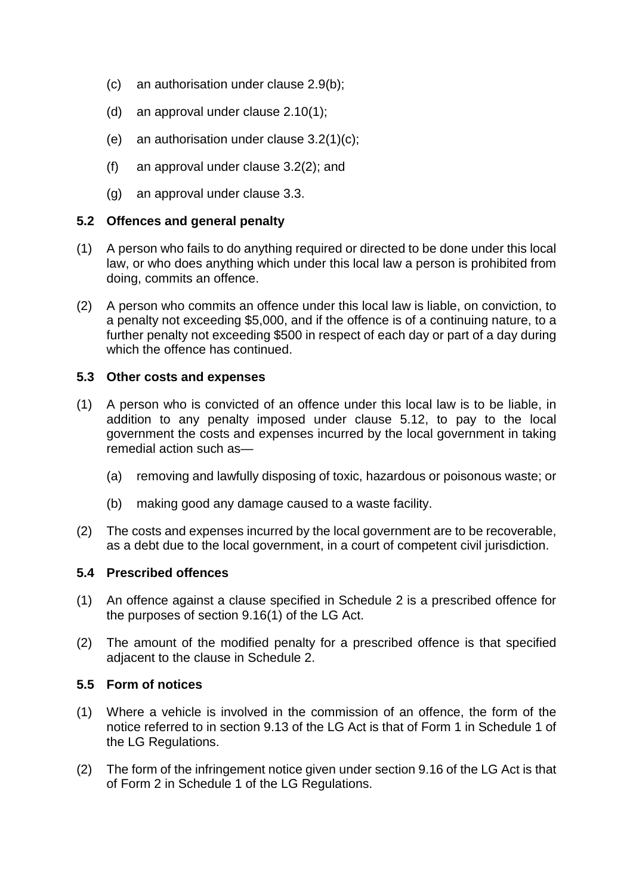(c) an authorisation under clause 2.9(b);

(d) an approval under clause 2.10(1);

(e) an authorisation under clause 3.2(1)(c);

(f) an approval under clause 3.2(2); and

(g) an approval under clause 3.3.

### 5.2 Offences and general penalty

(1) A person who fails to do anything required or directed to be done under this local law, or who does anything which under this local law a person is prohibited from doing, commits an offence.

(2) A person who commits an offence under this local law is liable, on conviction, to a penalty not exceeding $5,000, and if the offence is of a continuing nature, to a further penalty not exceeding $500 in respect of each day or part of a day during which the offence has continued.

### 5.3 Other costs and expenses

(1) A person who is convicted of an offence under this local law is to be liable, in addition to any penalty imposed under clause 5.12, to pay to the local government the costs and expenses incurred by the local government in taking remedial action such as—

(a) removing and lawfully disposing of toxic, hazardous or poisonous waste; or

(b) making good any damage caused to a waste facility.

(2) The costs and expenses incurred by the local government are to be recoverable, as a debt due to the local government, in a court of competent civil jurisdiction.

### 5.4 Prescribed offences

(1) An offence against a clause specified in Schedule 2 is a prescribed offence for the purposes of section 9.16(1) of the LG Act.

(2) The amount of the modified penalty for a prescribed offence is that specified adjacent to the clause in Schedule 2.

### 5.5 Form of notices

(1) Where a vehicle is involved in the commission of an offence, the form of the notice referred to in section 9.13 of the LG Act is that of Form 1 in Schedule 1 of the LG Regulations.

(2) The form of the infringement notice given under section 9.16 of the LG Act is that of Form 2 in Schedule 1 of the LG Regulations.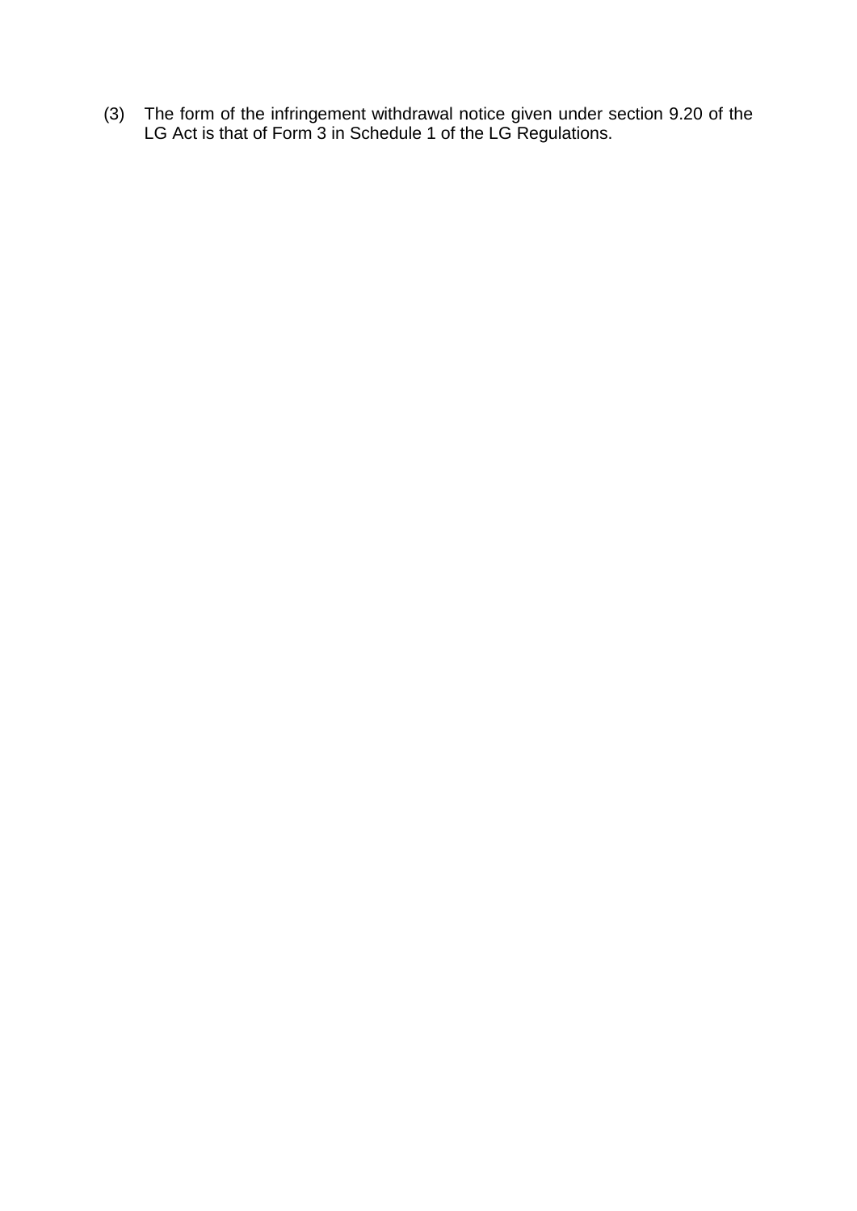(3) The form of the infringement withdrawal notice given under section 9.20 of the LG Act is that of Form 3 in Schedule 1 of the LG Regulations.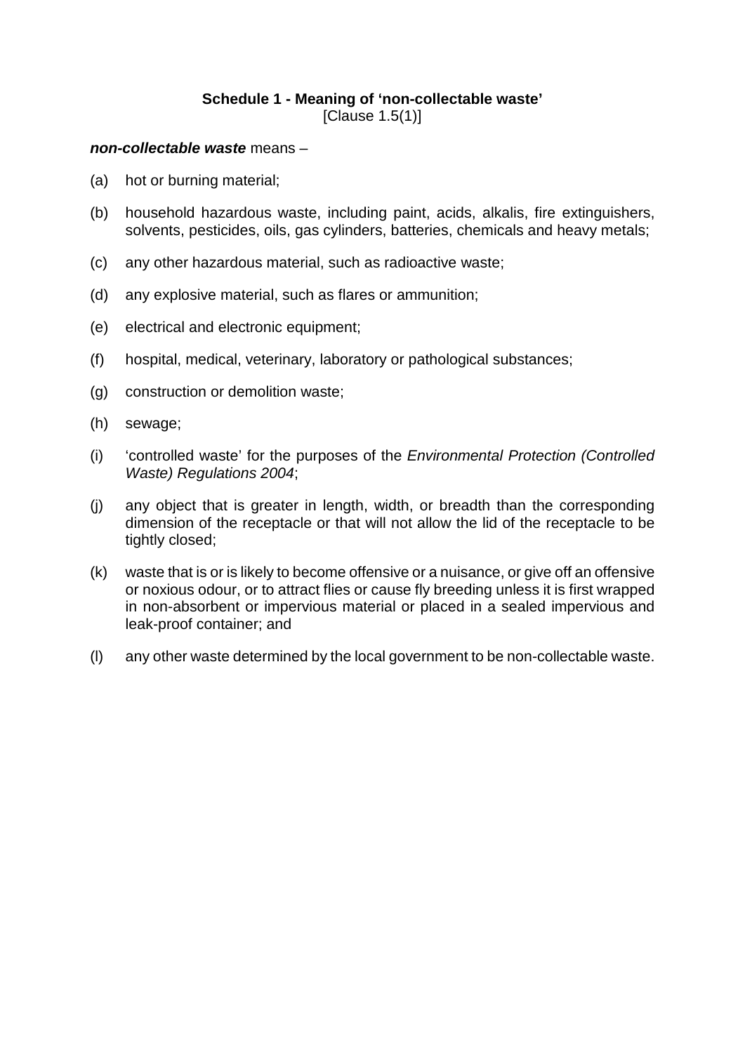## Schedule 1 - Meaning of 'non-collectable waste'

[Clause 1.5(1)]

***non-collectable waste*** means –

(a) hot or burning material;

(b) household hazardous waste, including paint, acids, alkalis, fire extinguishers, solvents, pesticides, oils, gas cylinders, batteries, chemicals and heavy metals;

(c) any other hazardous material, such as radioactive waste;

(d) any explosive material, such as flares or ammunition;

(e) electrical and electronic equipment;

(f) hospital, medical, veterinary, laboratory or pathological substances;

(g) construction or demolition waste;

(h) sewage;

(i) 'controlled waste' for the purposes of the *Environmental Protection (Controlled Waste) Regulations 2004*;

(j) any object that is greater in length, width, or breadth than the corresponding dimension of the receptacle or that will not allow the lid of the receptacle to be tightly closed;

(k) waste that is or is likely to become offensive or a nuisance, or give off an offensive or noxious odour, or to attract flies or cause fly breeding unless it is first wrapped in non-absorbent or impervious material or placed in a sealed impervious and leak-proof container; and

(l) any other waste determined by the local government to be non-collectable waste.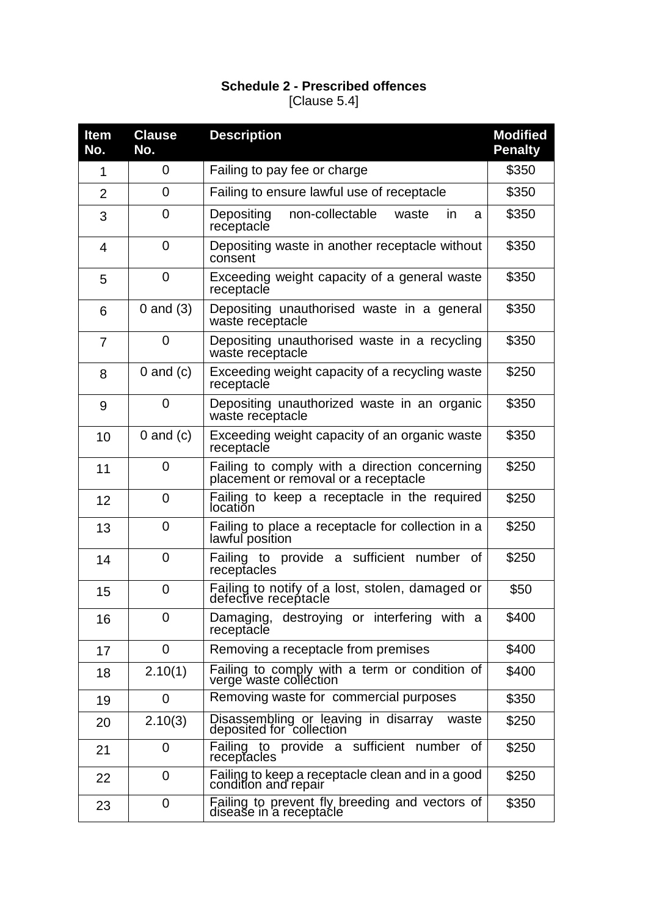**Schedule 2 - Prescribed offences**
[Clause 5.4]

| Item No. | Clause No. | Description | Modified Penalty |
|---|---|---|---|
| 1 | 0 | Failing to pay fee or charge | $350 |
| 2 | 0 | Failing to ensure lawful use of receptacle | $350 |
| 3 | 0 | Depositing non-collectable waste in a receptacle | $350 |
| 4 | 0 | Depositing waste in another receptacle without consent | $350 |
| 5 | 0 | Exceeding weight capacity of a general waste receptacle | $350 |
| 6 | 0 and (3) | Depositing unauthorised waste in a general waste receptacle | $350 |
| 7 | 0 | Depositing unauthorised waste in a recycling waste receptacle | $350 |
| 8 | 0 and (c) | Exceeding weight capacity of a recycling waste receptacle | $250 |
| 9 | 0 | Depositing unauthorized waste in an organic waste receptacle | $350 |
| 10 | 0 and (c) | Exceeding weight capacity of an organic waste receptacle | $350 |
| 11 | 0 | Failing to comply with a direction concerning placement or removal or a receptacle | $250 |
| 12 | 0 | Failing to keep a receptacle in the required location | $250 |
| 13 | 0 | Failing to place a receptacle for collection in a lawful position | $250 |
| 14 | 0 | Failing to provide a sufficient number of receptacles | $250 |
| 15 | 0 | Failing to notify of a lost, stolen, damaged or defective receptacle | $50 |
| 16 | 0 | Damaging, destroying or interfering with a receptacle | $400 |
| 17 | 0 | Removing a receptacle from premises | $400 |
| 18 | 2.10(1) | Failing to comply with a term or condition of verge waste collection | $400 |
| 19 | 0 | Removing waste for commercial purposes | $350 |
| 20 | 2.10(3) | Disassembling or leaving in disarray waste deposited for collection | $250 |
| 21 | 0 | Failing to provide a sufficient number of receptacles | $250 |
| 22 | 0 | Failing to keep a receptacle clean and in a good condition and repair | $250 |
| 23 | 0 | Failing to prevent fly breeding and vectors of disease in a receptacle | $350 |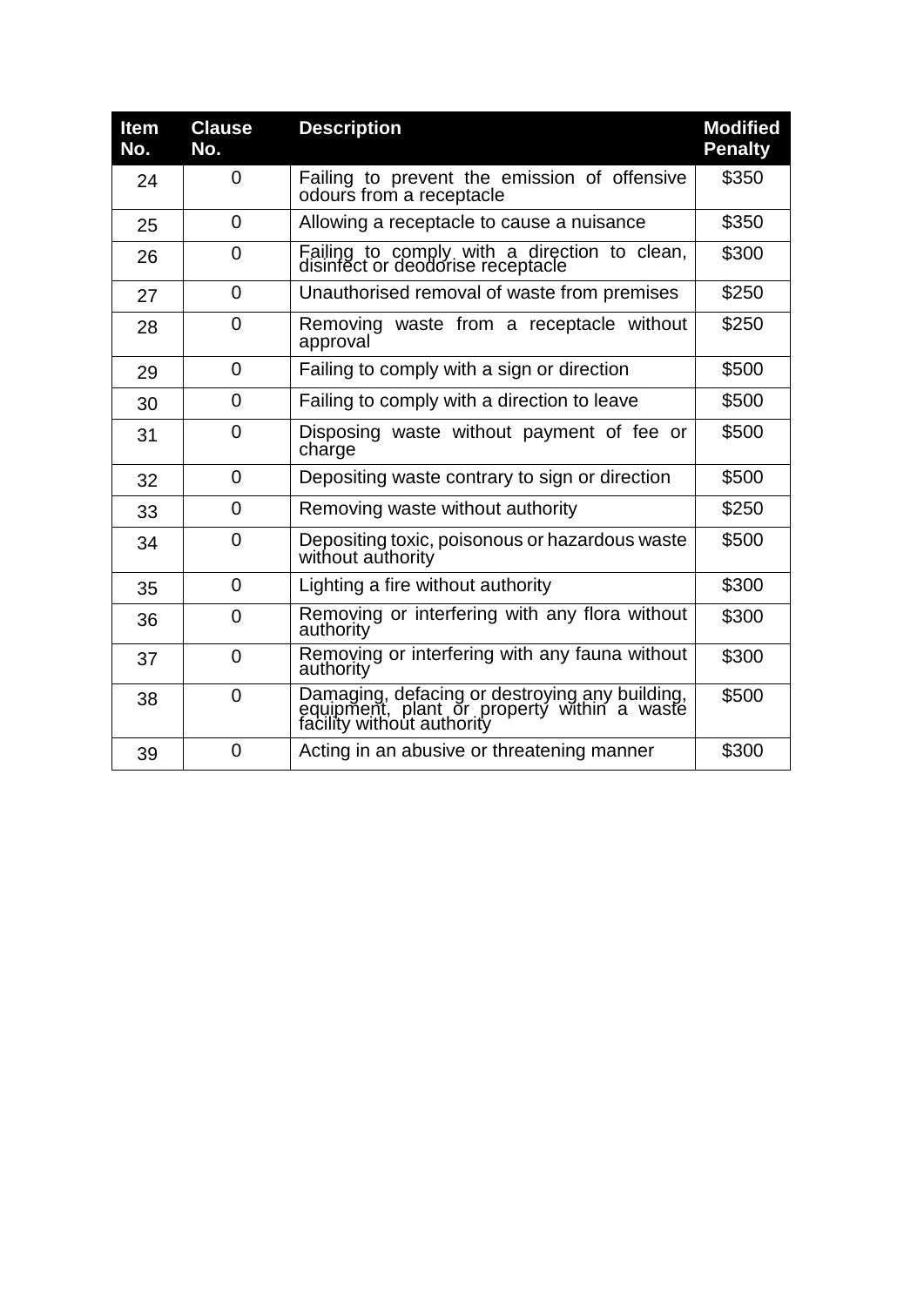| Item No. | Clause No. | Description | Modified Penalty |
|---|---|---|---|
| 24 | 0 | Failing to prevent the emission of offensive odours from a receptacle | $350 |
| 25 | 0 | Allowing a receptacle to cause a nuisance | $350 |
| 26 | 0 | Failing to comply with a direction to clean, disinfect or deodorise receptacle | $300 |
| 27 | 0 | Unauthorised removal of waste from premises | $250 |
| 28 | 0 | Removing waste from a receptacle without approval | $250 |
| 29 | 0 | Failing to comply with a sign or direction | $500 |
| 30 | 0 | Failing to comply with a direction to leave | $500 |
| 31 | 0 | Disposing waste without payment of fee or charge | $500 |
| 32 | 0 | Depositing waste contrary to sign or direction | $500 |
| 33 | 0 | Removing waste without authority | $250 |
| 34 | 0 | Depositing toxic, poisonous or hazardous waste without authority | $500 |
| 35 | 0 | Lighting a fire without authority | $300 |
| 36 | 0 | Removing or interfering with any flora without authority | $300 |
| 37 | 0 | Removing or interfering with any fauna without authority | $300 |
| 38 | 0 | Damaging, defacing or destroying any building, equipment, plant or property within a waste facility without authority | $500 |
| 39 | 0 | Acting in an abusive or threatening manner | $300 |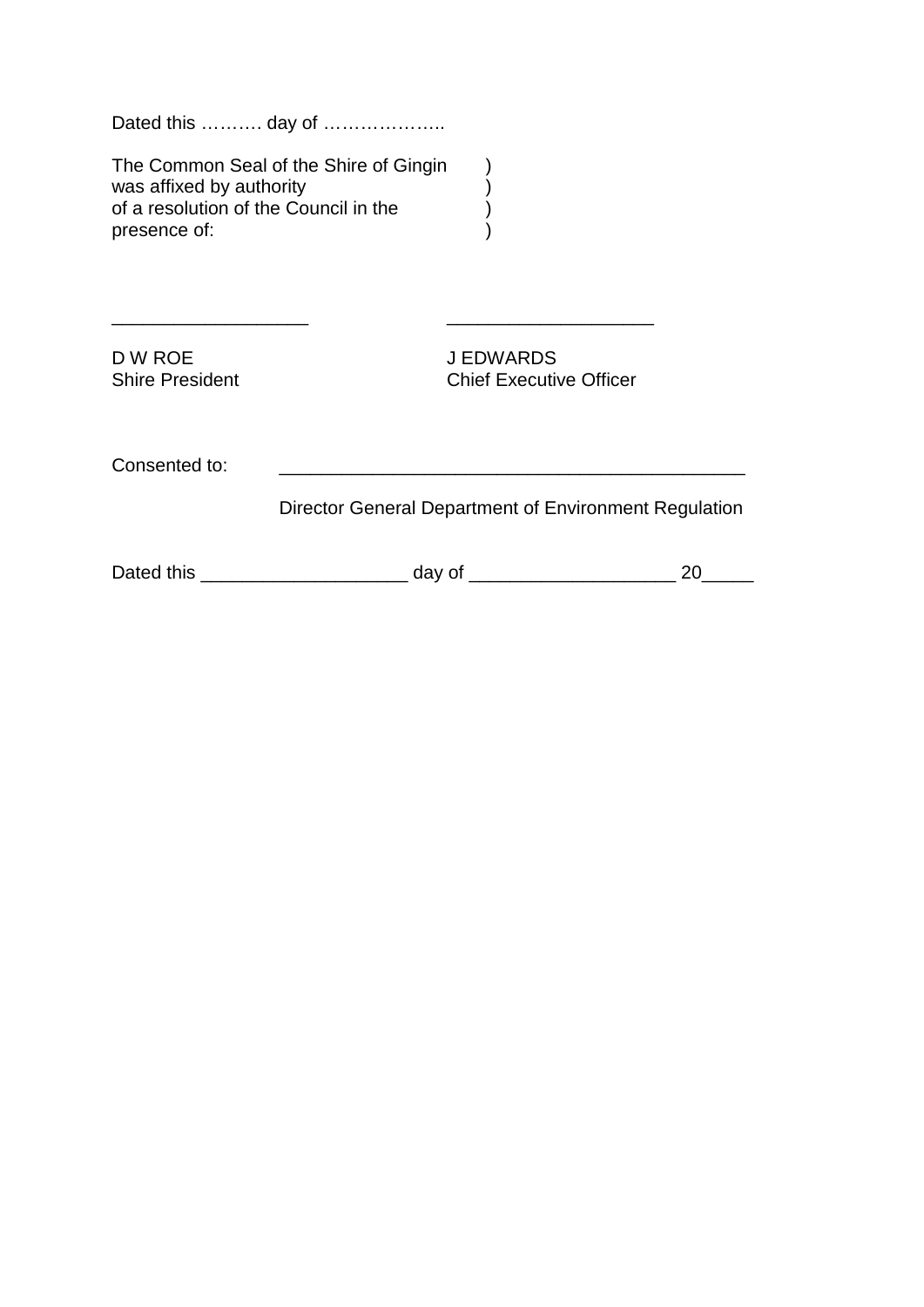Dated this ………. day of ………………..

The Common Seal of the Shire of Gingin )
was affixed by authority )
of a resolution of the Council in the )
presence of: )

___________________ ____________________

D W ROE
Shire President

J EDWARDS
Chief Executive Officer

Consented to: _____________________________________________

Director General Department of Environment Regulation

Dated this ____________________ day of ____________________ 20_____